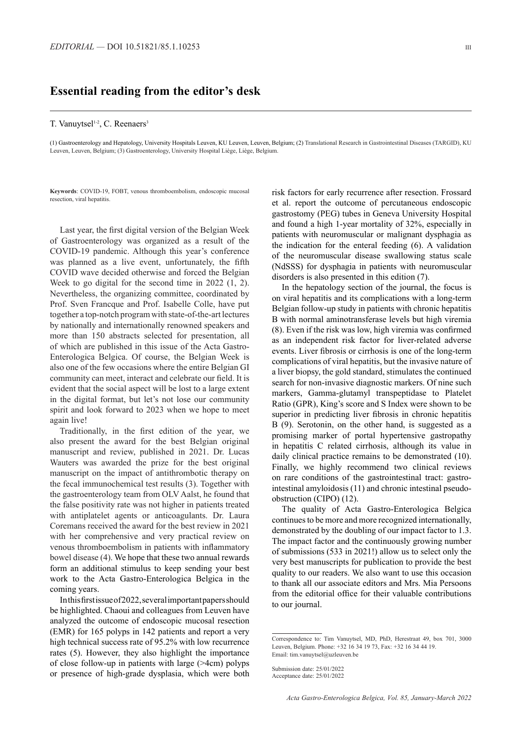*EDITORIAL* — DOI 10.51821/85.1.10253

# Essential reading from the editor's desk

T. Vanuytsel[1,2], C. Reenaers[3]

(1) Gastroenterology and Hepatology, University Hospitals Leuven, KU Leuven, Leuven, Belgium; (2) Translational Research in Gastrointestinal Diseases (TARGID), KU Leuven, Leuven, Belgium; (3) Gastroenterology, University Hospital Liège, Liège, Belgium.

**Keywords**: COVID-19, FOBT, venous thromboembolism, endoscopic mucosal resection, viral hepatitis.

Last year, the first digital version of the Belgian Week of Gastroenterology was organized as a result of the COVID-19 pandemic. Although this year's conference was planned as a live event, unfortunately, the fifth COVID wave decided otherwise and forced the Belgian Week to go digital for the second time in 2022 (1, 2). Nevertheless, the organizing committee, coordinated by Prof. Sven Francque and Prof. Isabelle Colle, have put together a top-notch program with state-of-the-art lectures by nationally and internationally renowned speakers and more than 150 abstracts selected for presentation, all of which are published in this issue of the Acta Gastro-Enterologica Belgica. Of course, the Belgian Week is also one of the few occasions where the entire Belgian GI community can meet, interact and celebrate our field. It is evident that the social aspect will be lost to a large extent in the digital format, but let's not lose our community spirit and look forward to 2023 when we hope to meet again live!

Traditionally, in the first edition of the year, we also present the award for the best Belgian original manuscript and review, published in 2021. Dr. Lucas Wauters was awarded the prize for the best original manuscript on the impact of antithrombotic therapy on the fecal immunochemical test results (3). Together with the gastroenterology team from OLV Aalst, he found that the false positivity rate was not higher in patients treated with antiplatelet agents or anticoagulants. Dr. Laura Coremans received the award for the best review in 2021 with her comprehensive and very practical review on venous thromboembolism in patients with inflammatory bowel disease (4). We hope that these two annual rewards form an additional stimulus to keep sending your best work to the Acta Gastro-Enterologica Belgica in the coming years.

In this first issue of 2022, several important papers should be highlighted. Chaoui and colleagues from Leuven have analyzed the outcome of endoscopic mucosal resection (EMR) for 165 polyps in 142 patients and report a very high technical success rate of 95.2% with low recurrence rates (5). However, they also highlight the importance of close follow-up in patients with large (>4cm) polyps or presence of high-grade dysplasia, which were both risk factors for early recurrence after resection. Frossard et al. report the outcome of percutaneous endoscopic gastrostomy (PEG) tubes in Geneva University Hospital and found a high 1-year mortality of 32%, especially in patients with neuromuscular or malignant dysphagia as the indication for the enteral feeding (6). A validation of the neuromuscular disease swallowing status scale (NdSSS) for dysphagia in patients with neuromuscular disorders is also presented in this edition (7).

In the hepatology section of the journal, the focus is on viral hepatitis and its complications with a long-term Belgian follow-up study in patients with chronic hepatitis B with normal aminotransferase levels but high viremia (8). Even if the risk was low, high viremia was confirmed as an independent risk factor for liver-related adverse events. Liver fibrosis or cirrhosis is one of the long-term complications of viral hepatitis, but the invasive nature of a liver biopsy, the gold standard, stimulates the continued search for non-invasive diagnostic markers. Of nine such markers, Gamma-glutamyl transpeptidase to Platelet Ratio (GPR), King's score and S Index were shown to be superior in predicting liver fibrosis in chronic hepatitis B (9). Serotonin, on the other hand, is suggested as a promising marker of portal hypertensive gastropathy in hepatitis C related cirrhosis, although its value in daily clinical practice remains to be demonstrated (10). Finally, we highly recommend two clinical reviews on rare conditions of the gastrointestinal tract: gastro-intestinal amyloidosis (11) and chronic intestinal pseudo-obstruction (CIPO) (12).

The quality of Acta Gastro-Enterologica Belgica continues to be more and more recognized internationally, demonstrated by the doubling of our impact factor to 1.3. The impact factor and the continuously growing number of submissions (533 in 2021!) allow us to select only the very best manuscripts for publication to provide the best quality to our readers. We also want to use this occasion to thank all our associate editors and Mrs. Mia Persoons from the editorial office for their valuable contributions to our journal.

---

Correspondence to: Tim Vanuytsel, MD, PhD, Herestraat 49, box 701, 3000 Leuven, Belgium. Phone: +32 16 34 19 73, Fax: +32 16 34 44 19.
Email: tim.vanuytsel@uzleuven.be

Submission date: 25/01/2022
Acceptance date: 25/01/2022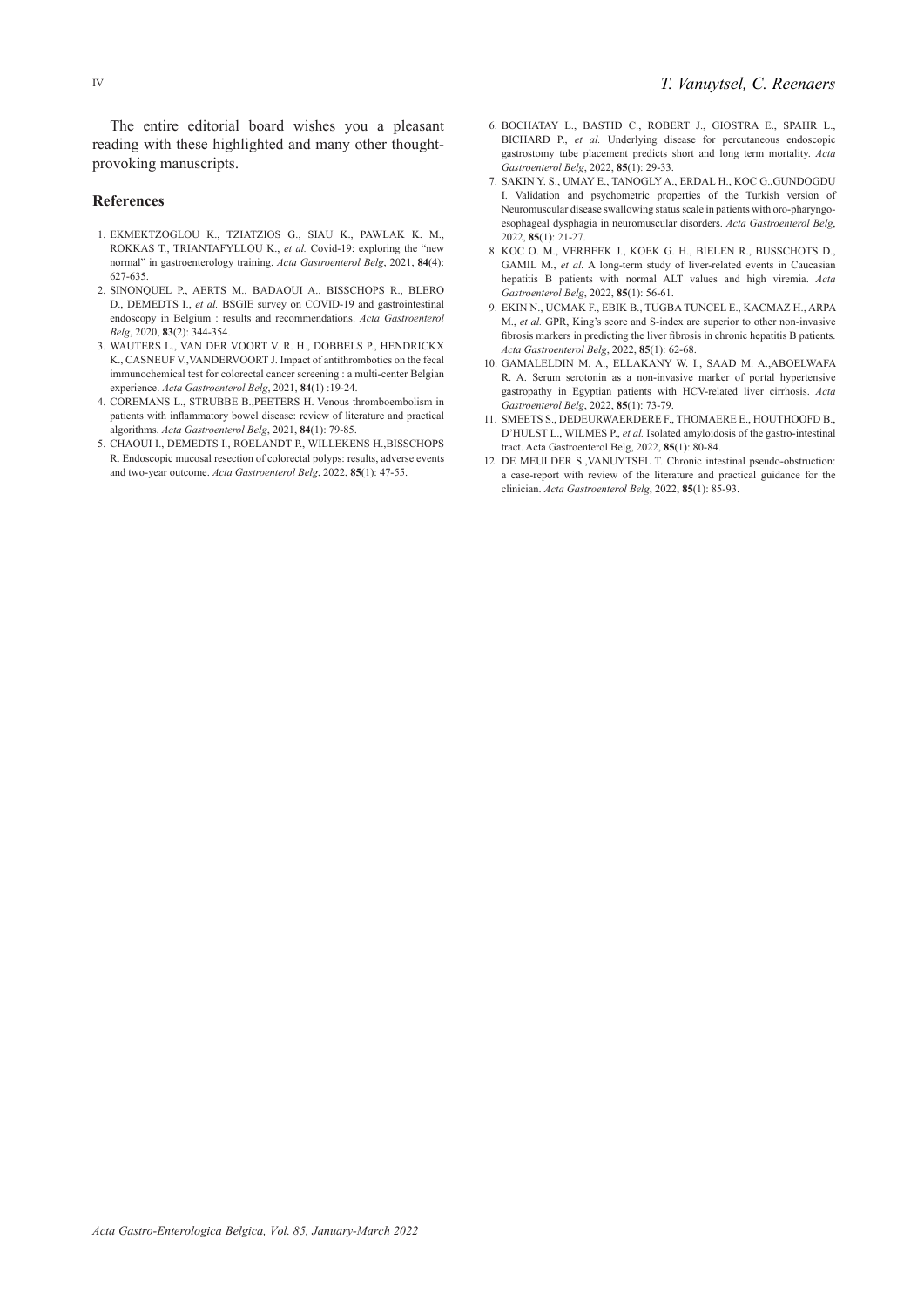The entire editorial board wishes you a pleasant reading with these highlighted and many other thought-provoking manuscripts.

## References

1. EKMEKTZOGLOU K., TZIATZIOS G., SIAU K., PAWLAK K. M., ROKKAS T., TRIANTAFYLLOU K., *et al.* Covid-19: exploring the "new normal" in gastroenterology training. *Acta Gastroenterol Belg*, 2021, **84**(4): 627-635.
2. SINONQUEL P., AERTS M., BADAOUI A., BISSCHOPS R., BLERO D., DEMEDTS I., *et al.* BSGIE survey on COVID-19 and gastrointestinal endoscopy in Belgium : results and recommendations. *Acta Gastroenterol Belg*, 2020, **83**(2): 344-354.
3. WAUTERS L., VAN DER VOORT V. R. H., DOBBELS P., HENDRICKX K., CASNEUF V.,VANDERVOORT J. Impact of antithrombotics on the fecal immunochemical test for colorectal cancer screening : a multi-center Belgian experience. *Acta Gastroenterol Belg*, 2021, **84**(1) :19-24.
4. COREMANS L., STRUBBE B.,PEETERS H. Venous thromboembolism in patients with inflammatory bowel disease: review of literature and practical algorithms. *Acta Gastroenterol Belg*, 2021, **84**(1): 79-85.
5. CHAOUI I., DEMEDTS I., ROELANDT P., WILLEKENS H.,BISSCHOPS R. Endoscopic mucosal resection of colorectal polyps: results, adverse events and two-year outcome. *Acta Gastroenterol Belg*, 2022, **85**(1): 47-55.
6. BOCHATAY L., BASTID C., ROBERT J., GIOSTRA E., SPAHR L., BICHARD P., *et al.* Underlying disease for percutaneous endoscopic gastrostomy tube placement predicts short and long term mortality. *Acta Gastroenterol Belg*, 2022, **85**(1): 29-33.
7. SAKIN Y. S., UMAY E., TANOGLY A., ERDAL H., KOC G.,GUNDOGDU I. Validation and psychometric properties of the Turkish version of Neuromuscular disease swallowing status scale in patients with oro-pharyngo-esophageal dysphagia in neuromuscular disorders. *Acta Gastroenterol Belg*, 2022, **85**(1): 21-27.
8. KOC O. M., VERBEEK J., KOEK G. H., BIELEN R., BUSSCHOTS D., GAMIL M., *et al.* A long-term study of liver-related events in Caucasian hepatitis B patients with normal ALT values and high viremia. *Acta Gastroenterol Belg*, 2022, **85**(1): 56-61.
9. EKIN N., UCMAK F., EBIK B., TUGBA TUNCEL E., KACMAZ H., ARPA M., *et al.* GPR, King's score and S-index are superior to other non-invasive fibrosis markers in predicting the liver fibrosis in chronic hepatitis B patients. *Acta Gastroenterol Belg*, 2022, **85**(1): 62-68.
10. GAMALELDIN M. A., ELLAKANY W. I., SAAD M. A.,ABOELWAFA R. A. Serum serotonin as a non-invasive marker of portal hypertensive gastropathy in Egyptian patients with HCV-related liver cirrhosis. *Acta Gastroenterol Belg*, 2022, **85**(1): 73-79.
11. SMEETS S., DEDEURWAERDERE F., THOMAERE E., HOUTHOOFD B., D'HULST L., WILMES P., *et al.* Isolated amyloidosis of the gastro-intestinal tract. Acta Gastroenterol Belg, 2022, **85**(1): 80-84.
12. DE MEULDER S.,VANUYTSEL T. Chronic intestinal pseudo-obstruction: a case-report with review of the literature and practical guidance for the clinician. *Acta Gastroenterol Belg*, 2022, **85**(1): 85-93.